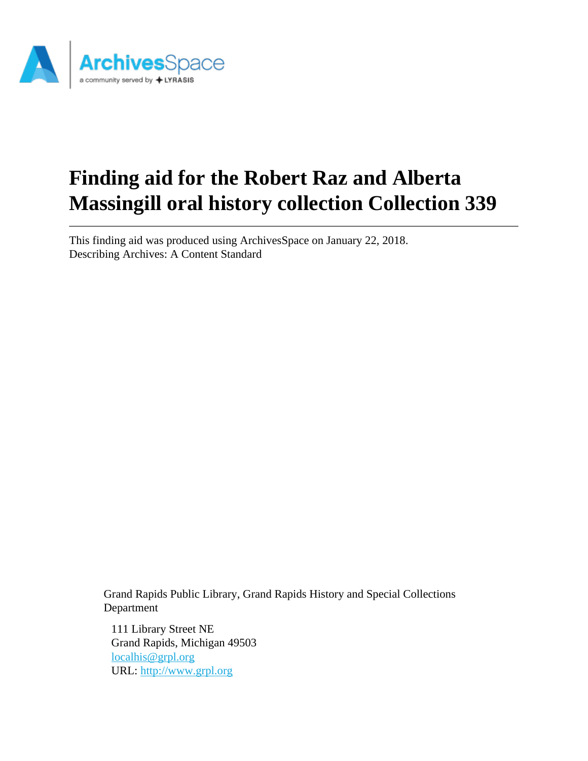# Finding aid for the Robert Raz and Alberta Massingill oral history collection Collection 339

This finding aid was produced using ArchivesSpace on January 22, 2018.
Describing Archives: A Content Standard

Grand Rapids Public Library, Grand Rapids History and Special Collections Department

111 Library Street NE
Grand Rapids, Michigan 49503
localhis@grpl.org
URL: http://www.grpl.org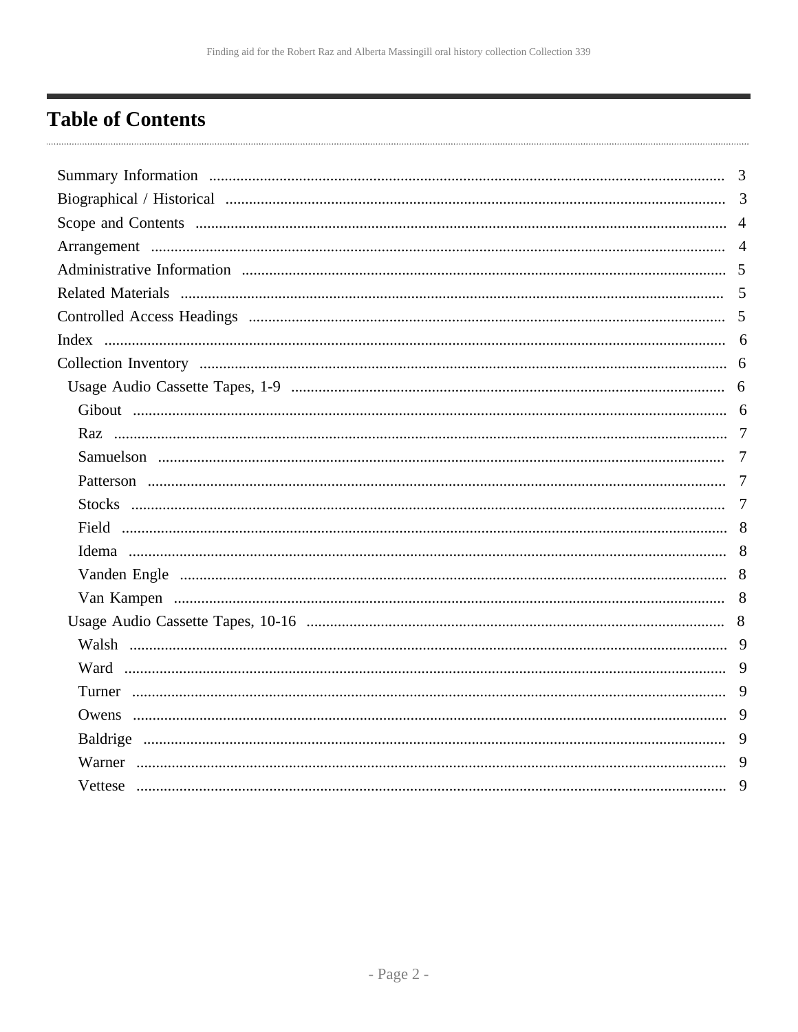# Table of Contents

- Summary Information ... 3
- Biographical / Historical ... 3
- Scope and Contents ... 4
- Arrangement ... 4
- Administrative Information ... 5
- Related Materials ... 5
- Controlled Access Headings ... 5
- Index ... 6
- Collection Inventory ... 6
  - Usage Audio Cassette Tapes, 1-9 ... 6
    - Gibout ... 6
    - Raz ... 7
    - Samuelson ... 7
    - Patterson ... 7
    - Stocks ... 7
    - Field ... 8
    - Idema ... 8
    - Vanden Engle ... 8
    - Van Kampen ... 8
  - Usage Audio Cassette Tapes, 10-16 ... 8
    - Walsh ... 9
    - Ward ... 9
    - Turner ... 9
    - Owens ... 9
    - Baldrige ... 9
    - Warner ... 9
    - Vettese ... 9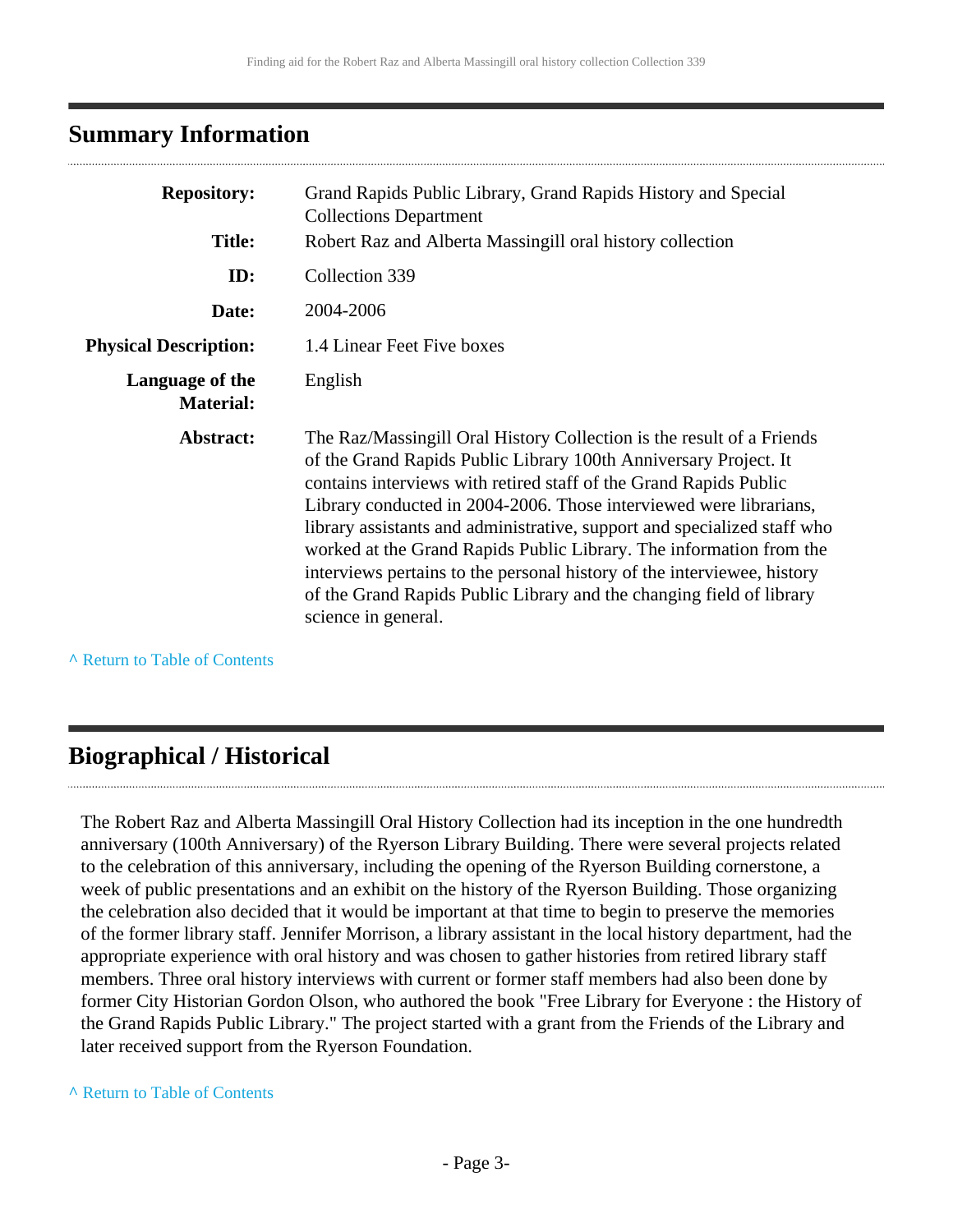## Summary Information

| | |
|---|---|
| **Repository:** | Grand Rapids Public Library, Grand Rapids History and Special Collections Department |
| **Title:** | Robert Raz and Alberta Massingill oral history collection |
| **ID:** | Collection 339 |
| **Date:** | 2004-2006 |
| **Physical Description:** | 1.4 Linear Feet Five boxes |
| **Language of the Material:** | English |
| **Abstract:** | The Raz/Massingill Oral History Collection is the result of a Friends of the Grand Rapids Public Library 100th Anniversary Project. It contains interviews with retired staff of the Grand Rapids Public Library conducted in 2004-2006. Those interviewed were librarians, library assistants and administrative, support and specialized staff who worked at the Grand Rapids Public Library. The information from the interviews pertains to the personal history of the interviewee, history of the Grand Rapids Public Library and the changing field of library science in general. |

^ Return to Table of Contents

## Biographical / Historical

The Robert Raz and Alberta Massingill Oral History Collection had its inception in the one hundredth anniversary (100th Anniversary) of the Ryerson Library Building. There were several projects related to the celebration of this anniversary, including the opening of the Ryerson Building cornerstone, a week of public presentations and an exhibit on the history of the Ryerson Building. Those organizing the celebration also decided that it would be important at that time to begin to preserve the memories of the former library staff. Jennifer Morrison, a library assistant in the local history department, had the appropriate experience with oral history and was chosen to gather histories from retired library staff members. Three oral history interviews with current or former staff members had also been done by former City Historian Gordon Olson, who authored the book "Free Library for Everyone : the History of the Grand Rapids Public Library." The project started with a grant from the Friends of the Library and later received support from the Ryerson Foundation.

^ Return to Table of Contents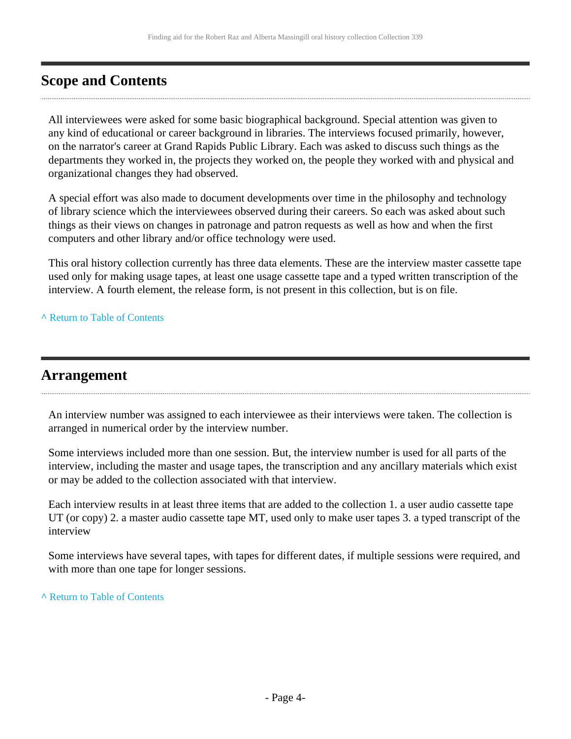## Scope and Contents

All interviewees were asked for some basic biographical background. Special attention was given to any kind of educational or career background in libraries. The interviews focused primarily, however, on the narrator's career at Grand Rapids Public Library. Each was asked to discuss such things as the departments they worked in, the projects they worked on, the people they worked with and physical and organizational changes they had observed.

A special effort was also made to document developments over time in the philosophy and technology of library science which the interviewees observed during their careers. So each was asked about such things as their views on changes in patronage and patron requests as well as how and when the first computers and other library and/or office technology were used.

This oral history collection currently has three data elements. These are the interview master cassette tape used only for making usage tapes, at least one usage cassette tape and a typed written transcription of the interview. A fourth element, the release form, is not present in this collection, but is on file.

^ Return to Table of Contents

## Arrangement

An interview number was assigned to each interviewee as their interviews were taken. The collection is arranged in numerical order by the interview number.

Some interviews included more than one session. But, the interview number is used for all parts of the interview, including the master and usage tapes, the transcription and any ancillary materials which exist or may be added to the collection associated with that interview.

Each interview results in at least three items that are added to the collection 1. a user audio cassette tape UT (or copy) 2. a master audio cassette tape MT, used only to make user tapes 3. a typed transcript of the interview

Some interviews have several tapes, with tapes for different dates, if multiple sessions were required, and with more than one tape for longer sessions.

^ Return to Table of Contents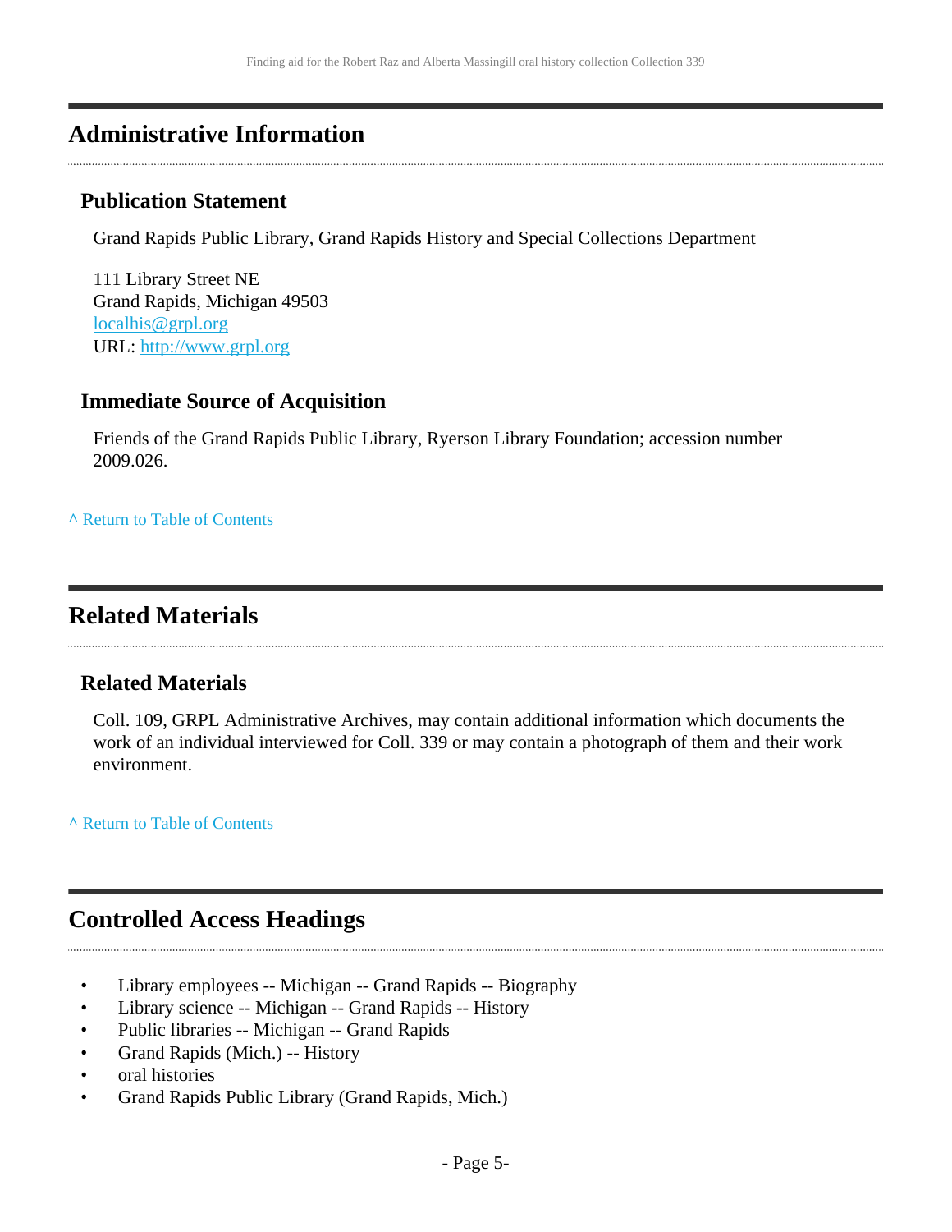## Administrative Information

### Publication Statement

Grand Rapids Public Library, Grand Rapids History and Special Collections Department

111 Library Street NE
Grand Rapids, Michigan 49503
[localhis@grpl.org](mailto:localhis@grpl.org)
URL: [http://www.grpl.org](http://www.grpl.org)

### Immediate Source of Acquisition

Friends of the Grand Rapids Public Library, Ryerson Library Foundation; accession number 2009.026.

^ Return to Table of Contents

## Related Materials

### Related Materials

Coll. 109, GRPL Administrative Archives, may contain additional information which documents the work of an individual interviewed for Coll. 339 or may contain a photograph of them and their work environment.

^ Return to Table of Contents

## Controlled Access Headings

- Library employees -- Michigan -- Grand Rapids -- Biography
- Library science -- Michigan -- Grand Rapids -- History
- Public libraries -- Michigan -- Grand Rapids
- Grand Rapids (Mich.) -- History
- oral histories
- Grand Rapids Public Library (Grand Rapids, Mich.)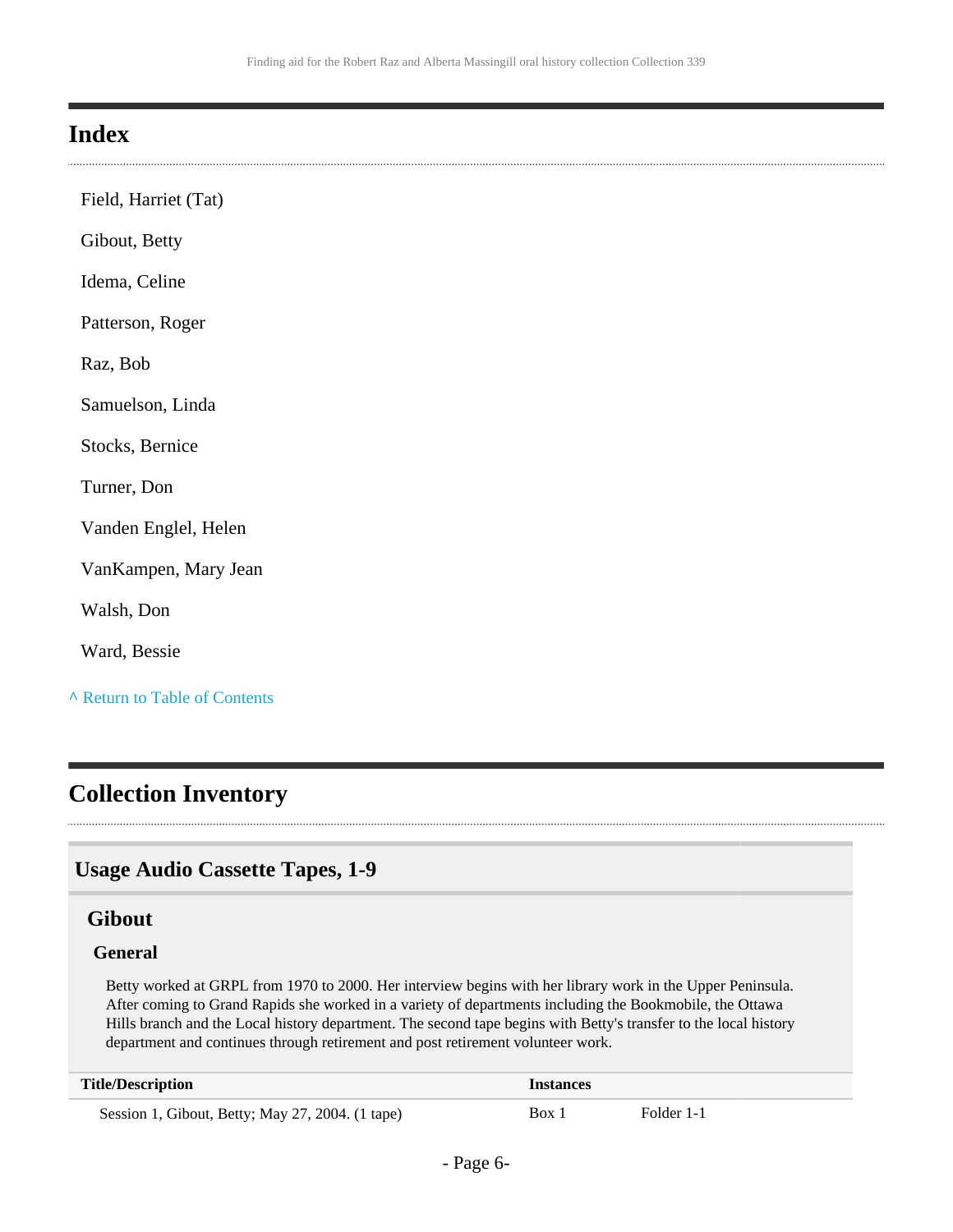## Index

Field, Harriet (Tat)

Gibout, Betty

Idema, Celine

Patterson, Roger

Raz, Bob

Samuelson, Linda

Stocks, Bernice

Turner, Don

Vanden Englel, Helen

VanKampen, Mary Jean

Walsh, Don

Ward, Bessie

^ Return to Table of Contents

## Collection Inventory

### Usage Audio Cassette Tapes, 1-9

#### Gibout

##### General

Betty worked at GRPL from 1970 to 2000. Her interview begins with her library work in the Upper Peninsula. After coming to Grand Rapids she worked in a variety of departments including the Bookmobile, the Ottawa Hills branch and the Local history department. The second tape begins with Betty's transfer to the local history department and continues through retirement and post retirement volunteer work.

| Title/Description | Instances | |
|---|---|---|
| Session 1, Gibout, Betty; May 27, 2004. (1 tape) | Box 1 | Folder 1-1 |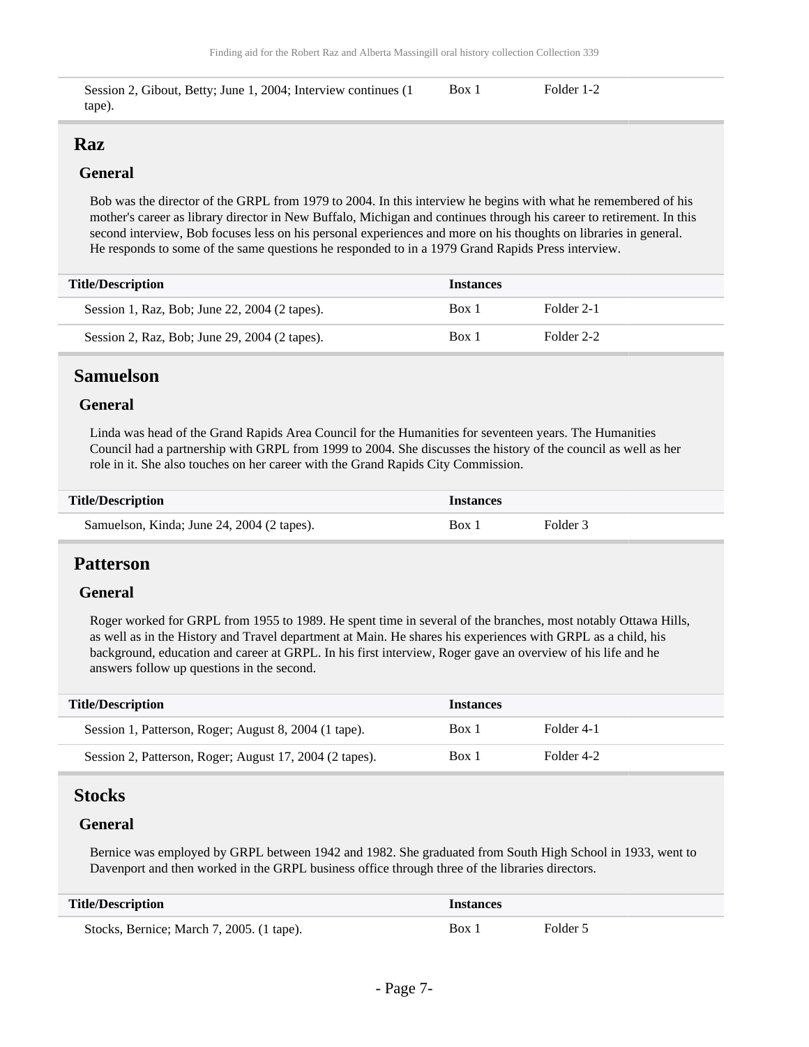| | | |
|---|---|---|
| Session 2, Gibout, Betty; June 1, 2004; Interview continues (1 tape). | Box 1 | Folder 1-2 |

## Raz

### General

Bob was the director of the GRPL from 1979 to 2004. In this interview he begins with what he remembered of his mother's career as library director in New Buffalo, Michigan and continues through his career to retirement. In this second interview, Bob focuses less on his personal experiences and more on his thoughts on libraries in general. He responds to some of the same questions he responded to in a 1979 Grand Rapids Press interview.

| Title/Description | Instances | |
|---|---|---|
| Session 1, Raz, Bob; June 22, 2004 (2 tapes). | Box 1 | Folder 2-1 |
| Session 2, Raz, Bob; June 29, 2004 (2 tapes). | Box 1 | Folder 2-2 |

## Samuelson

### General

Linda was head of the Grand Rapids Area Council for the Humanities for seventeen years. The Humanities Council had a partnership with GRPL from 1999 to 2004. She discusses the history of the council as well as her role in it. She also touches on her career with the Grand Rapids City Commission.

| Title/Description | Instances | |
|---|---|---|
| Samuelson, Kinda; June 24, 2004 (2 tapes). | Box 1 | Folder 3 |

## Patterson

### General

Roger worked for GRPL from 1955 to 1989. He spent time in several of the branches, most notably Ottawa Hills, as well as in the History and Travel department at Main. He shares his experiences with GRPL as a child, his background, education and career at GRPL. In his first interview, Roger gave an overview of his life and he answers follow up questions in the second.

| Title/Description | Instances | |
|---|---|---|
| Session 1, Patterson, Roger; August 8, 2004 (1 tape). | Box 1 | Folder 4-1 |
| Session 2, Patterson, Roger; August 17, 2004 (2 tapes). | Box 1 | Folder 4-2 |

## Stocks

### General

Bernice was employed by GRPL between 1942 and 1982. She graduated from South High School in 1933, went to Davenport and then worked in the GRPL business office through three of the libraries directors.

| Title/Description | Instances | |
|---|---|---|
| Stocks, Bernice; March 7, 2005. (1 tape). | Box 1 | Folder 5 |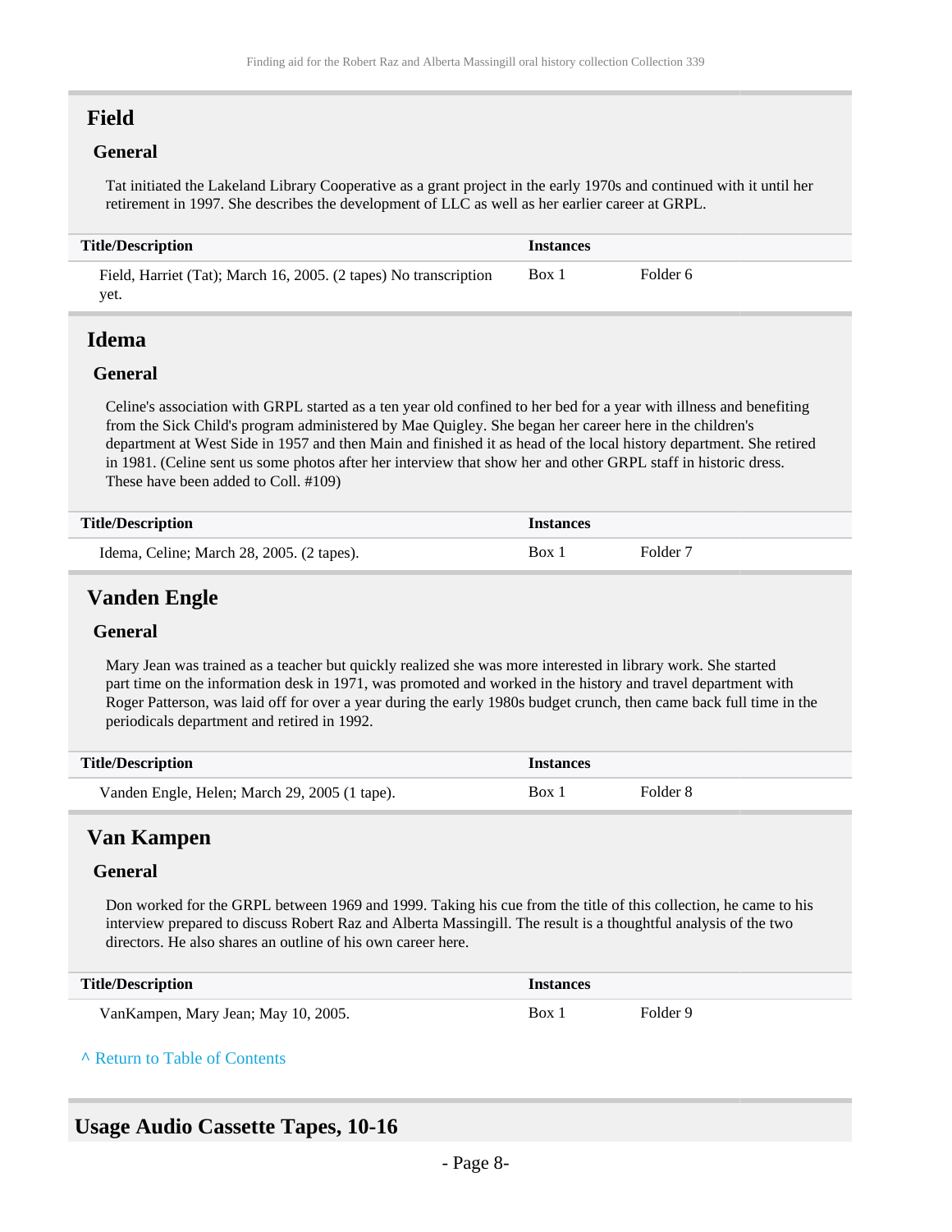## Field

### General

Tat initiated the Lakeland Library Cooperative as a grant project in the early 1970s and continued with it until her retirement in 1997. She describes the development of LLC as well as her earlier career at GRPL.

| Title/Description | Instances | |
|---|---|---|
| Field, Harriet (Tat); March 16, 2005. (2 tapes) No transcription yet. | Box 1 | Folder 6 |

## Idema

### General

Celine's association with GRPL started as a ten year old confined to her bed for a year with illness and benefiting from the Sick Child's program administered by Mae Quigley. She began her career here in the children's department at West Side in 1957 and then Main and finished it as head of the local history department. She retired in 1981. (Celine sent us some photos after her interview that show her and other GRPL staff in historic dress. These have been added to Coll. #109)

| Title/Description | Instances | |
|---|---|---|
| Idema, Celine; March 28, 2005. (2 tapes). | Box 1 | Folder 7 |

## Vanden Engle

### General

Mary Jean was trained as a teacher but quickly realized she was more interested in library work. She started part time on the information desk in 1971, was promoted and worked in the history and travel department with Roger Patterson, was laid off for over a year during the early 1980s budget crunch, then came back full time in the periodicals department and retired in 1992.

| Title/Description | Instances | |
|---|---|---|
| Vanden Engle, Helen; March 29, 2005 (1 tape). | Box 1 | Folder 8 |

## Van Kampen

### General

Don worked for the GRPL between 1969 and 1999. Taking his cue from the title of this collection, he came to his interview prepared to discuss Robert Raz and Alberta Massingill. The result is a thoughtful analysis of the two directors. He also shares an outline of his own career here.

| Title/Description | Instances | |
|---|---|---|
| VanKampen, Mary Jean; May 10, 2005. | Box 1 | Folder 9 |

^ Return to Table of Contents

## Usage Audio Cassette Tapes, 10-16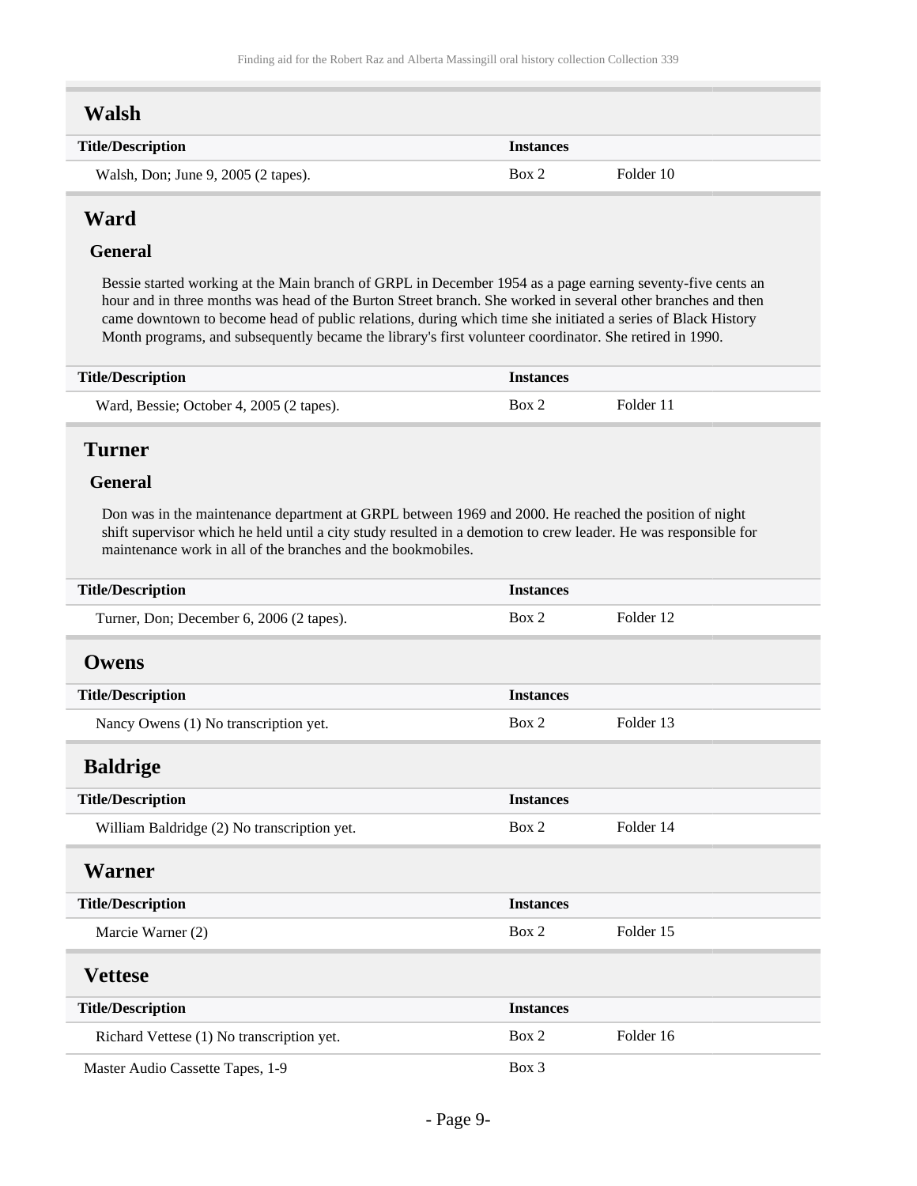## Walsh

| Title/Description | Instances | |
|---|---|---|
| Walsh, Don; June 9, 2005 (2 tapes). | Box 2 | Folder 10 |

## Ward

### General

Bessie started working at the Main branch of GRPL in December 1954 as a page earning seventy-five cents an hour and in three months was head of the Burton Street branch. She worked in several other branches and then came downtown to become head of public relations, during which time she initiated a series of Black History Month programs, and subsequently became the library's first volunteer coordinator. She retired in 1990.

| Title/Description | Instances | |
|---|---|---|
| Ward, Bessie; October 4, 2005 (2 tapes). | Box 2 | Folder 11 |

## Turner

### General

Don was in the maintenance department at GRPL between 1969 and 2000. He reached the position of night shift supervisor which he held until a city study resulted in a demotion to crew leader. He was responsible for maintenance work in all of the branches and the bookmobiles.

| Title/Description | Instances | |
|---|---|---|
| Turner, Don; December 6, 2006 (2 tapes). | Box 2 | Folder 12 |

## Owens

| Title/Description | Instances | |
|---|---|---|
| Nancy Owens (1) No transcription yet. | Box 2 | Folder 13 |

## Baldrige

| Title/Description | Instances | |
|---|---|---|
| William Baldridge (2) No transcription yet. | Box 2 | Folder 14 |

## Warner

| Title/Description | Instances | |
|---|---|---|
| Marcie Warner (2) | Box 2 | Folder 15 |

## Vettese

| Title/Description | Instances | |
|---|---|---|
| Richard Vettese (1) No transcription yet. | Box 2 | Folder 16 |

| | | |
|---|---|---|
| Master Audio Cassette Tapes, 1-9 | Box 3 | |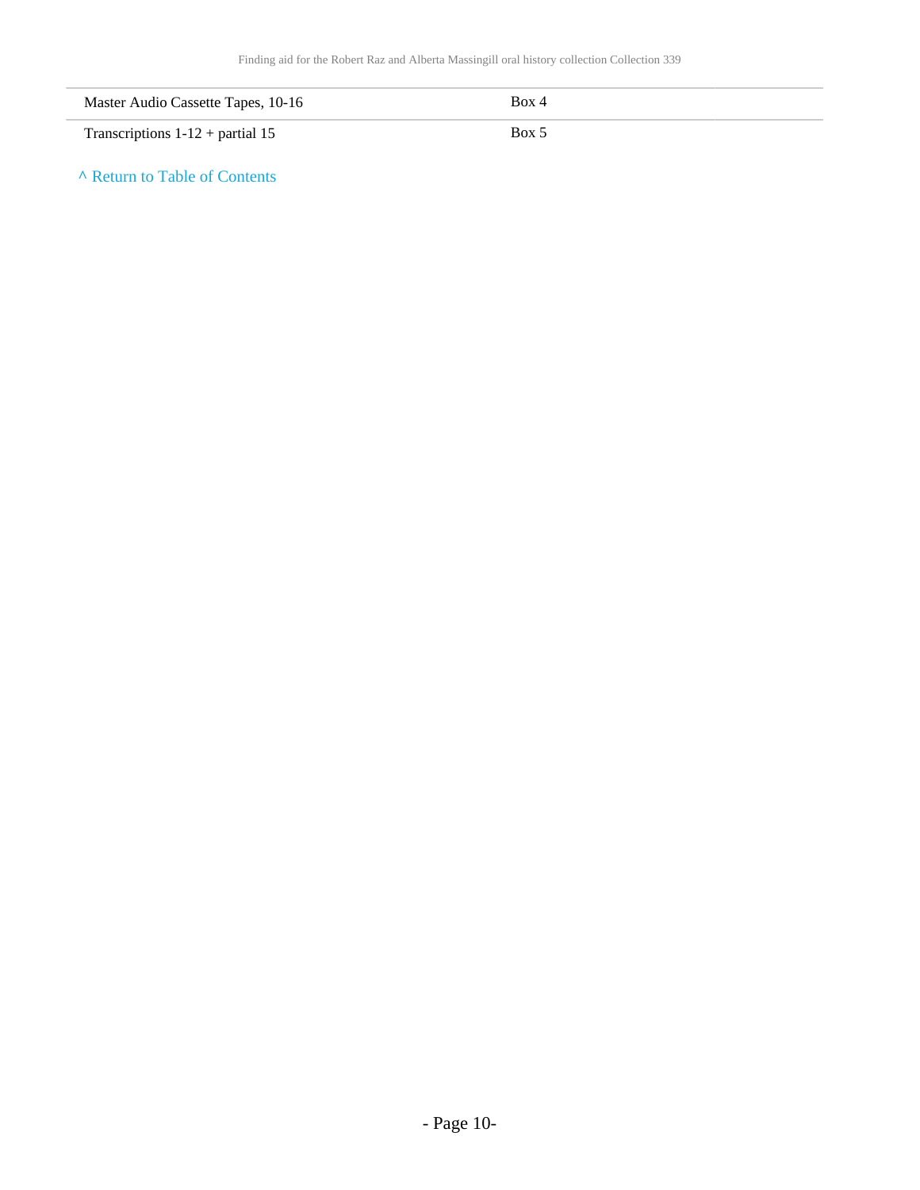| | |
|---|---|
| Master Audio Cassette Tapes, 10-16 | Box 4 |
| Transcriptions 1-12 + partial 15 | Box 5 |

^ Return to Table of Contents